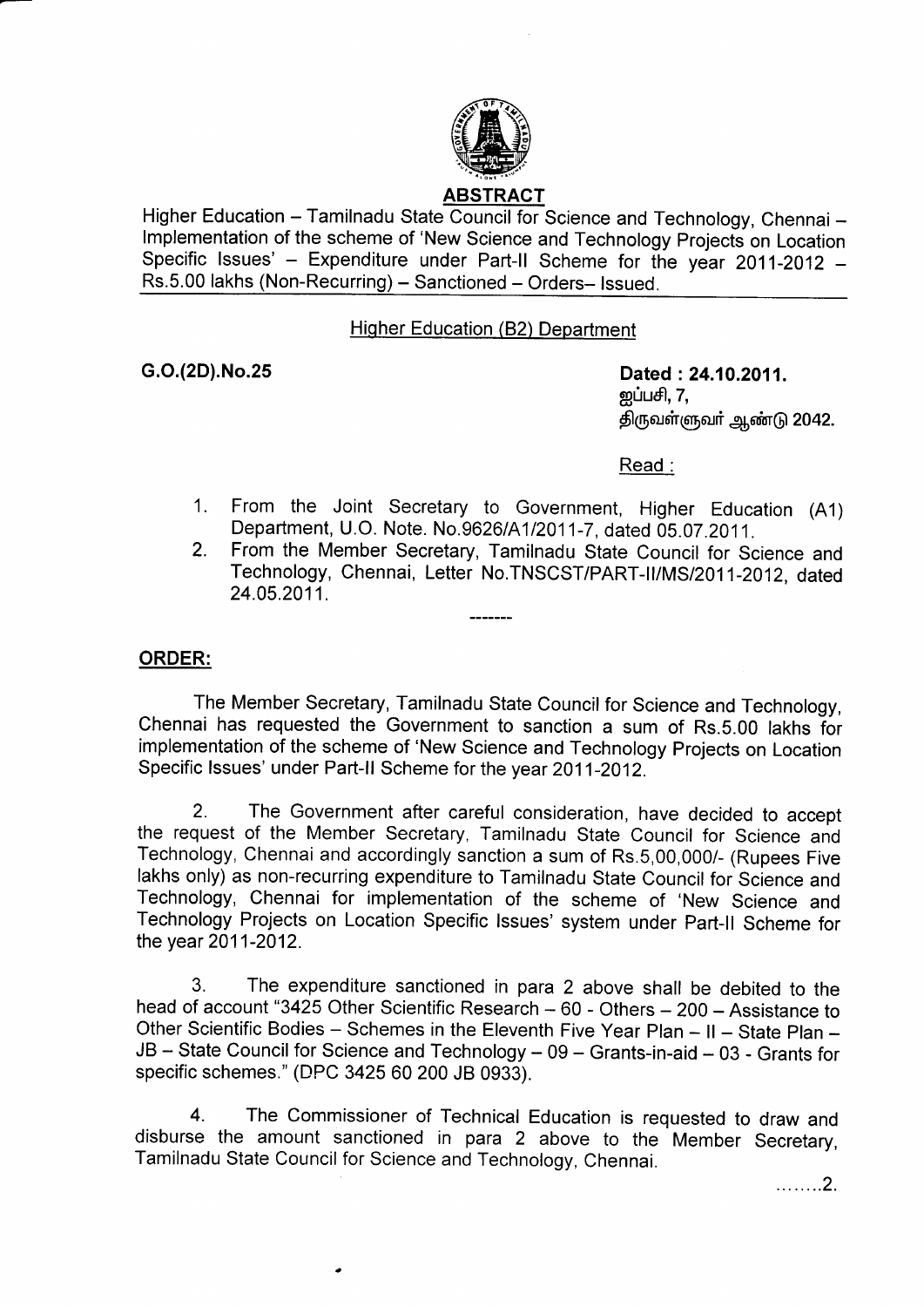## ABSTRACT

Higher Education – Tamilnadu State Council for Science and Technology, Chennai – Implementation of the scheme of 'New Science and Technology Projects on Location Specific Issues' – Expenditure under Part-II Scheme for the year 2011-2012 – Rs.5.00 lakhs (Non-Recurring) – Sanctioned – Orders– Issued.

Higher Education (B2) Department

**G.O.(2D).No.25**

**Dated : 24.10.2011.**
ஐப்பசி, 7,
திருவள்ளுவர் ஆண்டு 2042.

Read :

1. From the Joint Secretary to Government, Higher Education (A1) Department, U.O. Note. No.9626/A1/2011-7, dated 05.07.2011.
2. From the Member Secretary, Tamilnadu State Council for Science and Technology, Chennai, Letter No.TNSCST/PART-II/MS/2011-2012, dated 24.05.2011.

-------

**ORDER:**

The Member Secretary, Tamilnadu State Council for Science and Technology, Chennai has requested the Government to sanction a sum of Rs.5.00 lakhs for implementation of the scheme of 'New Science and Technology Projects on Location Specific Issues' under Part-II Scheme for the year 2011-2012.

2. The Government after careful consideration, have decided to accept the request of the Member Secretary, Tamilnadu State Council for Science and Technology, Chennai and accordingly sanction a sum of Rs.5,00,000/- (Rupees Five lakhs only) as non-recurring expenditure to Tamilnadu State Council for Science and Technology, Chennai for implementation of the scheme of 'New Science and Technology Projects on Location Specific Issues' system under Part-II Scheme for the year 2011-2012.

3. The expenditure sanctioned in para 2 above shall be debited to the head of account "3425 Other Scientific Research – 60 - Others – 200 – Assistance to Other Scientific Bodies – Schemes in the Eleventh Five Year Plan – II – State Plan – JB – State Council for Science and Technology – 09 – Grants-in-aid – 03 - Grants for specific schemes." (DPC 3425 60 200 JB 0933).

4. The Commissioner of Technical Education is requested to draw and disburse the amount sanctioned in para 2 above to the Member Secretary, Tamilnadu State Council for Science and Technology, Chennai.

........2.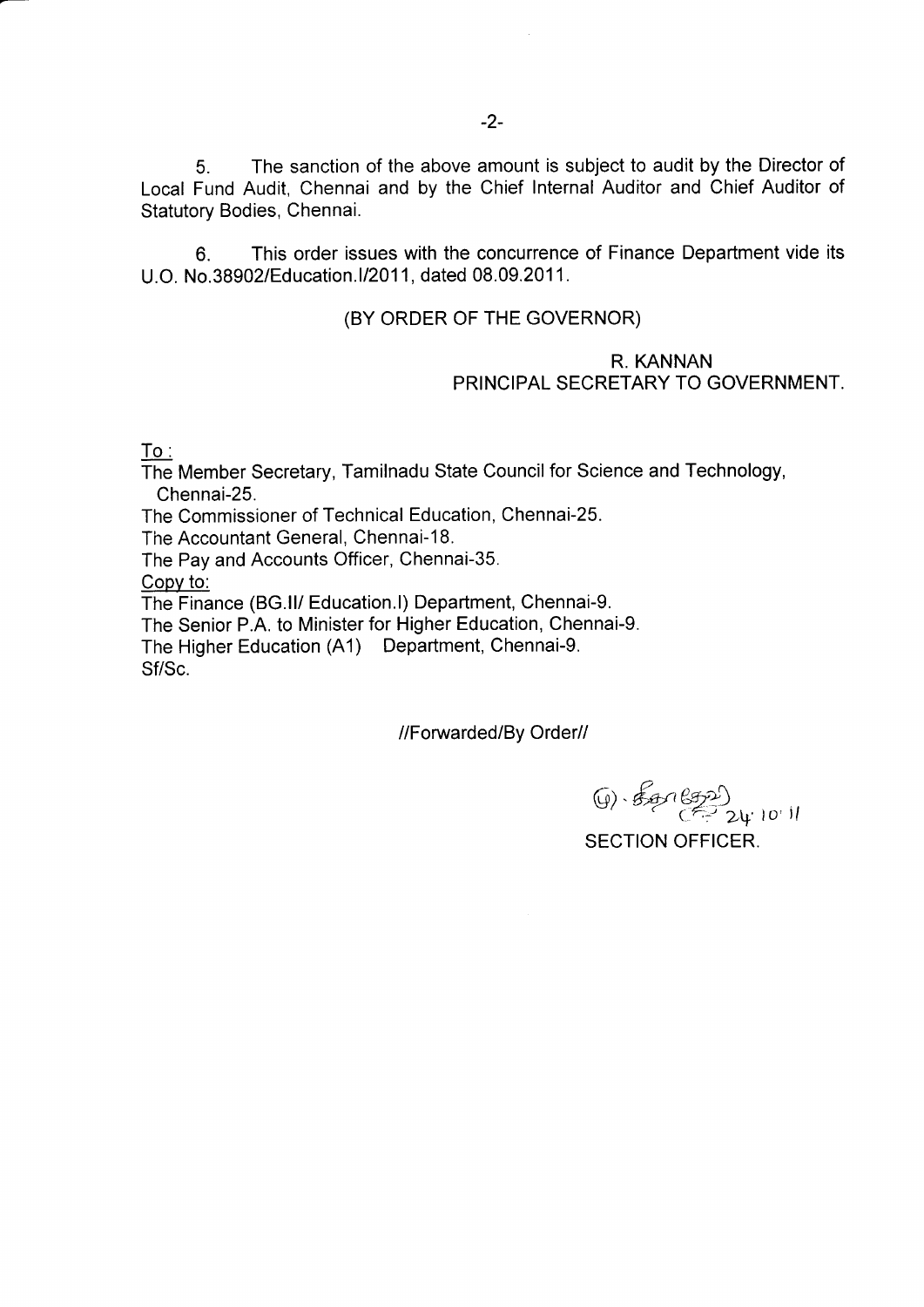5. The sanction of the above amount is subject to audit by the Director of Local Fund Audit, Chennai and by the Chief Internal Auditor and Chief Auditor of Statutory Bodies, Chennai.

6. This order issues with the concurrence of Finance Department vide its U.O. No.38902/Education.I/2011, dated 08.09.2011.

(BY ORDER OF THE GOVERNOR)

R. KANNAN
PRINCIPAL SECRETARY TO GOVERNMENT.

To :

The Member Secretary, Tamilnadu State Council for Science and Technology, Chennai-25.
The Commissioner of Technical Education, Chennai-25.
The Accountant General, Chennai-18.
The Pay and Accounts Officer, Chennai-35.

Copy to:

The Finance (BG.II/ Education.I) Department, Chennai-9.
The Senior P.A. to Minister for Higher Education, Chennai-9.
The Higher Education (A1) Department, Chennai-9.
Sf/Sc.

//Forwarded/By Order//

24.10.11

SECTION OFFICER.